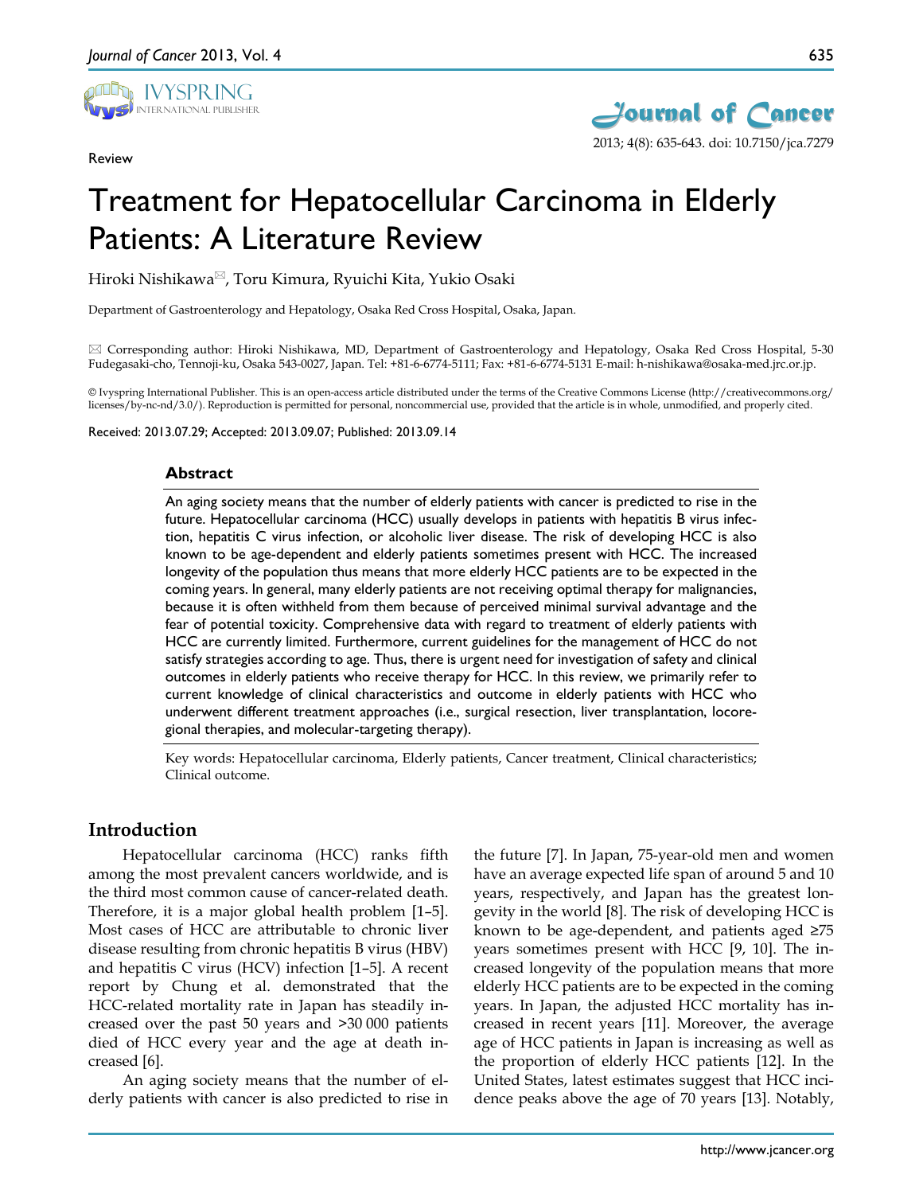Review

# Treatment for Hepatocellular Carcinoma in Elderly Patients: A Literature Review

Hiroki Nishikawa✉, Toru Kimura, Ryuichi Kita, Yukio Osaki

Department of Gastroenterology and Hepatology, Osaka Red Cross Hospital, Osaka, Japan.

✉ Corresponding author: Hiroki Nishikawa, MD, Department of Gastroenterology and Hepatology, Osaka Red Cross Hospital, 5-30 Fudegasaki-cho, Tennoji-ku, Osaka 543-0027, Japan. Tel: +81-6-6774-5111; Fax: +81-6-6774-5131 E-mail: h-nishikawa@osaka-med.jrc.or.jp.

© Ivyspring International Publisher. This is an open-access article distributed under the terms of the Creative Commons License (http://creativecommons.org/licenses/by-nc-nd/3.0/). Reproduction is permitted for personal, noncommercial use, provided that the article is in whole, unmodified, and properly cited.

Received: 2013.07.29; Accepted: 2013.09.07; Published: 2013.09.14

## Abstract

An aging society means that the number of elderly patients with cancer is predicted to rise in the future. Hepatocellular carcinoma (HCC) usually develops in patients with hepatitis B virus infection, hepatitis C virus infection, or alcoholic liver disease. The risk of developing HCC is also known to be age-dependent and elderly patients sometimes present with HCC. The increased longevity of the population thus means that more elderly HCC patients are to be expected in the coming years. In general, many elderly patients are not receiving optimal therapy for malignancies, because it is often withheld from them because of perceived minimal survival advantage and the fear of potential toxicity. Comprehensive data with regard to treatment of elderly patients with HCC are currently limited. Furthermore, current guidelines for the management of HCC do not satisfy strategies according to age. Thus, there is urgent need for investigation of safety and clinical outcomes in elderly patients who receive therapy for HCC. In this review, we primarily refer to current knowledge of clinical characteristics and outcome in elderly patients with HCC who underwent different treatment approaches (i.e., surgical resection, liver transplantation, locoregional therapies, and molecular-targeting therapy).

Key words: Hepatocellular carcinoma, Elderly patients, Cancer treatment, Clinical characteristics; Clinical outcome.

## Introduction

Hepatocellular carcinoma (HCC) ranks fifth among the most prevalent cancers worldwide, and is the third most common cause of cancer-related death. Therefore, it is a major global health problem [1–5]. Most cases of HCC are attributable to chronic liver disease resulting from chronic hepatitis B virus (HBV) and hepatitis C virus (HCV) infection [1–5]. A recent report by Chung et al. demonstrated that the HCC-related mortality rate in Japan has steadily increased over the past 50 years and >30 000 patients died of HCC every year and the age at death increased [6].

An aging society means that the number of elderly patients with cancer is also predicted to rise in the future [7]. In Japan, 75-year-old men and women have an average expected life span of around 5 and 10 years, respectively, and Japan has the greatest longevity in the world [8]. The risk of developing HCC is known to be age-dependent, and patients aged ≥75 years sometimes present with HCC [9, 10]. The increased longevity of the population means that more elderly HCC patients are to be expected in the coming years. In Japan, the adjusted HCC mortality has increased in recent years [11]. Moreover, the average age of HCC patients in Japan is increasing as well as the proportion of elderly HCC patients [12]. In the United States, latest estimates suggest that HCC incidence peaks above the age of 70 years [13]. Notably,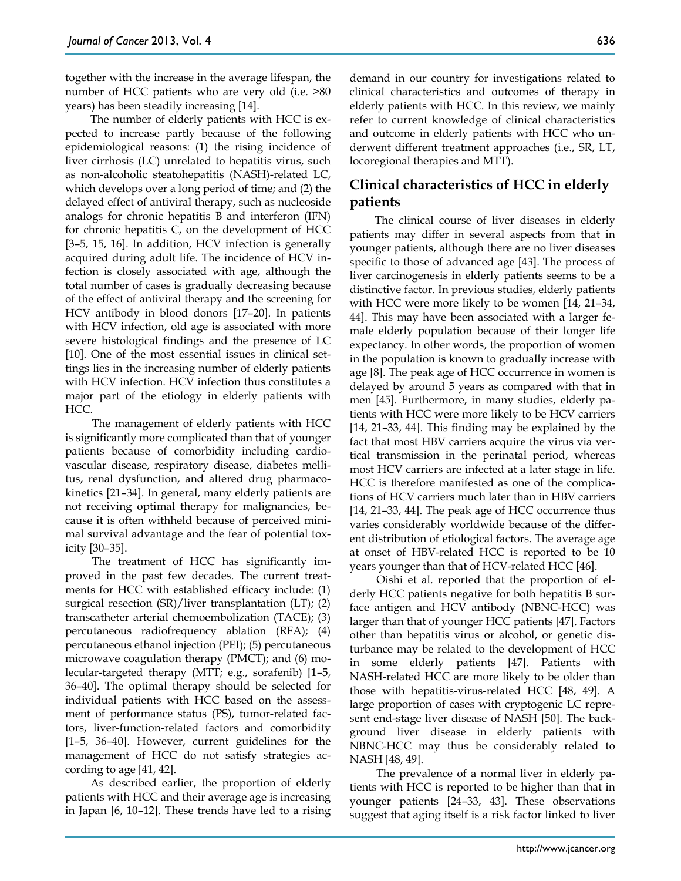together with the increase in the average lifespan, the number of HCC patients who are very old (i.e. >80 years) has been steadily increasing [14].

The number of elderly patients with HCC is expected to increase partly because of the following epidemiological reasons: (1) the rising incidence of liver cirrhosis (LC) unrelated to hepatitis virus, such as non-alcoholic steatohepatitis (NASH)-related LC, which develops over a long period of time; and (2) the delayed effect of antiviral therapy, such as nucleoside analogs for chronic hepatitis B and interferon (IFN) for chronic hepatitis C, on the development of HCC [3–5, 15, 16]. In addition, HCV infection is generally acquired during adult life. The incidence of HCV infection is closely associated with age, although the total number of cases is gradually decreasing because of the effect of antiviral therapy and the screening for HCV antibody in blood donors [17–20]. In patients with HCV infection, old age is associated with more severe histological findings and the presence of LC [10]. One of the most essential issues in clinical settings lies in the increasing number of elderly patients with HCV infection. HCV infection thus constitutes a major part of the etiology in elderly patients with HCC.

The management of elderly patients with HCC is significantly more complicated than that of younger patients because of comorbidity including cardiovascular disease, respiratory disease, diabetes mellitus, renal dysfunction, and altered drug pharmacokinetics [21–34]. In general, many elderly patients are not receiving optimal therapy for malignancies, because it is often withheld because of perceived minimal survival advantage and the fear of potential toxicity [30–35].

The treatment of HCC has significantly improved in the past few decades. The current treatments for HCC with established efficacy include: (1) surgical resection (SR)/liver transplantation (LT); (2) transcatheter arterial chemoembolization (TACE); (3) percutaneous radiofrequency ablation (RFA); (4) percutaneous ethanol injection (PEI); (5) percutaneous microwave coagulation therapy (PMCT); and (6) molecular-targeted therapy (MTT; e.g., sorafenib) [1–5, 36–40]. The optimal therapy should be selected for individual patients with HCC based on the assessment of performance status (PS), tumor-related factors, liver-function-related factors and comorbidity [1–5, 36–40]. However, current guidelines for the management of HCC do not satisfy strategies according to age [41, 42].

As described earlier, the proportion of elderly patients with HCC and their average age is increasing in Japan [6, 10–12]. These trends have led to a rising demand in our country for investigations related to clinical characteristics and outcomes of therapy in elderly patients with HCC. In this review, we mainly refer to current knowledge of clinical characteristics and outcome in elderly patients with HCC who underwent different treatment approaches (i.e., SR, LT, locoregional therapies and MTT).

## Clinical characteristics of HCC in elderly patients

The clinical course of liver diseases in elderly patients may differ in several aspects from that in younger patients, although there are no liver diseases specific to those of advanced age [43]. The process of liver carcinogenesis in elderly patients seems to be a distinctive factor. In previous studies, elderly patients with HCC were more likely to be women [14, 21–34, 44]. This may have been associated with a larger female elderly population because of their longer life expectancy. In other words, the proportion of women in the population is known to gradually increase with age [8]. The peak age of HCC occurrence in women is delayed by around 5 years as compared with that in men [45]. Furthermore, in many studies, elderly patients with HCC were more likely to be HCV carriers [14, 21–33, 44]. This finding may be explained by the fact that most HBV carriers acquire the virus via vertical transmission in the perinatal period, whereas most HCV carriers are infected at a later stage in life. HCC is therefore manifested as one of the complications of HCV carriers much later than in HBV carriers [14, 21–33, 44]. The peak age of HCC occurrence thus varies considerably worldwide because of the different distribution of etiological factors. The average age at onset of HBV-related HCC is reported to be 10 years younger than that of HCV-related HCC [46].

Oishi et al. reported that the proportion of elderly HCC patients negative for both hepatitis B surface antigen and HCV antibody (NBNC-HCC) was larger than that of younger HCC patients [47]. Factors other than hepatitis virus or alcohol, or genetic disturbance may be related to the development of HCC in some elderly patients [47]. Patients with NASH-related HCC are more likely to be older than those with hepatitis-virus-related HCC [48, 49]. A large proportion of cases with cryptogenic LC represent end-stage liver disease of NASH [50]. The background liver disease in elderly patients with NBNC-HCC may thus be considerably related to NASH [48, 49].

The prevalence of a normal liver in elderly patients with HCC is reported to be higher than that in younger patients [24–33, 43]. These observations suggest that aging itself is a risk factor linked to liver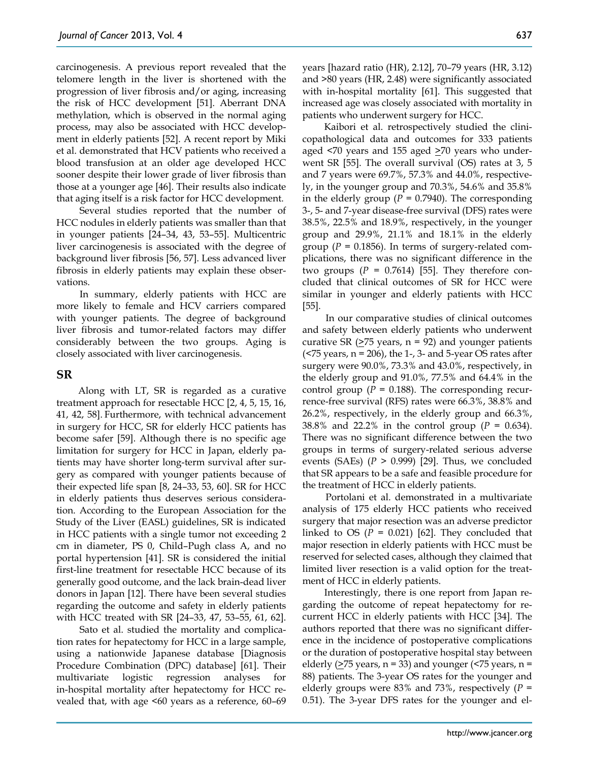carcinogenesis. A previous report revealed that the telomere length in the liver is shortened with the progression of liver fibrosis and/or aging, increasing the risk of HCC development [51]. Aberrant DNA methylation, which is observed in the normal aging process, may also be associated with HCC development in elderly patients [52]. A recent report by Miki et al. demonstrated that HCV patients who received a blood transfusion at an older age developed HCC sooner despite their lower grade of liver fibrosis than those at a younger age [46]. Their results also indicate that aging itself is a risk factor for HCC development.

Several studies reported that the number of HCC nodules in elderly patients was smaller than that in younger patients [24–34, 43, 53–55]. Multicentric liver carcinogenesis is associated with the degree of background liver fibrosis [56, 57]. Less advanced liver fibrosis in elderly patients may explain these observations.

In summary, elderly patients with HCC are more likely to female and HCV carriers compared with younger patients. The degree of background liver fibrosis and tumor-related factors may differ considerably between the two groups. Aging is closely associated with liver carcinogenesis.

## SR

Along with LT, SR is regarded as a curative treatment approach for resectable HCC [2, 4, 5, 15, 16, 41, 42, 58]. Furthermore, with technical advancement in surgery for HCC, SR for elderly HCC patients has become safer [59]. Although there is no specific age limitation for surgery for HCC in Japan, elderly patients may have shorter long-term survival after surgery as compared with younger patients because of their expected life span [8, 24–33, 53, 60]. SR for HCC in elderly patients thus deserves serious consideration. According to the European Association for the Study of the Liver (EASL) guidelines, SR is indicated in HCC patients with a single tumor not exceeding 2 cm in diameter, PS 0, Child–Pugh class A, and no portal hypertension [41]. SR is considered the initial first-line treatment for resectable HCC because of its generally good outcome, and the lack brain-dead liver donors in Japan [12]. There have been several studies regarding the outcome and safety in elderly patients with HCC treated with SR [24–33, 47, 53–55, 61, 62].

Sato et al. studied the mortality and complication rates for hepatectomy for HCC in a large sample, using a nationwide Japanese database [Diagnosis Procedure Combination (DPC) database] [61]. Their multivariate logistic regression analyses for in-hospital mortality after hepatectomy for HCC revealed that, with age <60 years as a reference, 60–69 years [hazard ratio (HR), 2.12], 70–79 years (HR, 3.12) and >80 years (HR, 2.48) were significantly associated with in-hospital mortality [61]. This suggested that increased age was closely associated with mortality in patients who underwent surgery for HCC.

Kaibori et al. retrospectively studied the clinicopathological data and outcomes for 333 patients aged <70 years and 155 aged ≥70 years who underwent SR [55]. The overall survival (OS) rates at 3, 5 and 7 years were 69.7%, 57.3% and 44.0%, respectively, in the younger group and 70.3%, 54.6% and 35.8% in the elderly group ($P$ = 0.7940). The corresponding 3-, 5- and 7-year disease-free survival (DFS) rates were 38.5%, 22.5% and 18.9%, respectively, in the younger group and 29.9%, 21.1% and 18.1% in the elderly group ($P$ = 0.1856). In terms of surgery-related complications, there was no significant difference in the two groups ($P$ = 0.7614) [55]. They therefore concluded that clinical outcomes of SR for HCC were similar in younger and elderly patients with HCC [55].

In our comparative studies of clinical outcomes and safety between elderly patients who underwent curative SR (≥75 years, n = 92) and younger patients (<75 years, n = 206), the 1-, 3- and 5-year OS rates after surgery were 90.0%, 73.3% and 43.0%, respectively, in the elderly group and 91.0%, 77.5% and 64.4% in the control group ($P$ = 0.188). The corresponding recurrence-free survival (RFS) rates were 66.3%, 38.8% and 26.2%, respectively, in the elderly group and 66.3%, 38.8% and 22.2% in the control group ($P$ = 0.634). There was no significant difference between the two groups in terms of surgery-related serious adverse events (SAEs) ($P$ > 0.999) [29]. Thus, we concluded that SR appears to be a safe and feasible procedure for the treatment of HCC in elderly patients.

Portolani et al. demonstrated in a multivariate analysis of 175 elderly HCC patients who received surgery that major resection was an adverse predictor linked to OS ($P$ = 0.021) [62]. They concluded that major resection in elderly patients with HCC must be reserved for selected cases, although they claimed that limited liver resection is a valid option for the treatment of HCC in elderly patients.

Interestingly, there is one report from Japan regarding the outcome of repeat hepatectomy for recurrent HCC in elderly patients with HCC [34]. The authors reported that there was no significant difference in the incidence of postoperative complications or the duration of postoperative hospital stay between elderly (≥75 years, n = 33) and younger (<75 years, n = 88) patients. The 3-year OS rates for the younger and elderly groups were 83% and 73%, respectively ($P$ = 0.51). The 3-year DFS rates for the younger and el-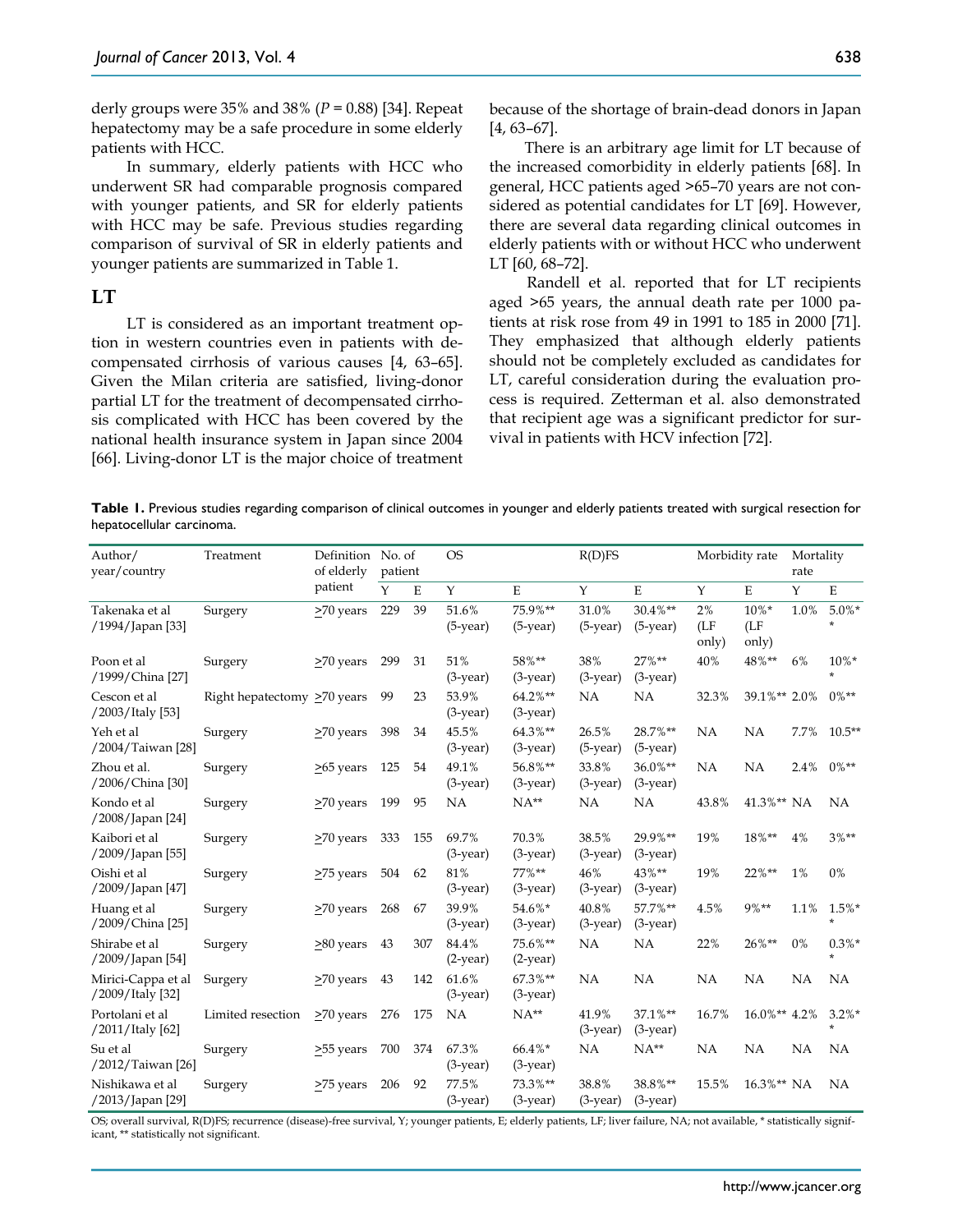derly groups were 35% and 38% ($P = 0.88$) [34]. Repeat hepatectomy may be a safe procedure in some elderly patients with HCC.

In summary, elderly patients with HCC who underwent SR had comparable prognosis compared with younger patients, and SR for elderly patients with HCC may be safe. Previous studies regarding comparison of survival of SR in elderly patients and younger patients are summarized in Table 1.

## LT

LT is considered as an important treatment option in western countries even in patients with decompensated cirrhosis of various causes [4, 63–65]. Given the Milan criteria are satisfied, living-donor partial LT for the treatment of decompensated cirrhosis complicated with HCC has been covered by the national health insurance system in Japan since 2004 [66]. Living-donor LT is the major choice of treatment because of the shortage of brain-dead donors in Japan [4, 63–67].

There is an arbitrary age limit for LT because of the increased comorbidity in elderly patients [68]. In general, HCC patients aged >65–70 years are not considered as potential candidates for LT [69]. However, there are several data regarding clinical outcomes in elderly patients with or without HCC who underwent LT [60, 68–72].

Randell et al. reported that for LT recipients aged >65 years, the annual death rate per 1000 patients at risk rose from 49 in 1991 to 185 in 2000 [71]. They emphasized that although elderly patients should not be completely excluded as candidates for LT, careful consideration during the evaluation process is required. Zetterman et al. also demonstrated that recipient age was a significant predictor for survival in patients with HCV infection [72].

**Table 1.** Previous studies regarding comparison of clinical outcomes in younger and elderly patients treated with surgical resection for hepatocellular carcinoma.

| Author/ year/country | Treatment | Definition of elderly patient | No. of patient | | OS | | R(D)FS | | Morbidity rate | | Mortality rate | |
|---|---|---|---|---|---|---|---|---|---|---|---|---|
| | | | Y | E | Y | E | Y | E | Y | E | Y | E |
| Takenaka et al /1994/Japan [33] | Surgery | ≥70 years | 229 | 39 | 51.6% (5-year) | 75.9%** (5-year) | 31.0% (5-year) | 30.4%** (5-year) | 2% (LF only) | 10%* (LF only) | 1.0% | 5.0%** |
| Poon et al /1999/China [27] | Surgery | ≥70 years | 299 | 31 | 51% (3-year) | 58%** (3-year) | 38% (3-year) | 27%** (3-year) | 40% | 48%** | 6% | 10%** |
| Cescon et al /2003/Italy [53] | Right hepatectomy | ≥70 years | 99 | 23 | 53.9% (3-year) | 64.2%** (3-year) | NA | NA | 32.3% | 39.1%** | 2.0% | 0%** |
| Yeh et al /2004/Taiwan [28] | Surgery | ≥70 years | 398 | 34 | 45.5% (3-year) | 64.3%** (3-year) | 26.5% (5-year) | 28.7%** (5-year) | NA | NA | 7.7% | 10.5** |
| Zhou et al. /2006/China [30] | Surgery | ≥65 years | 125 | 54 | 49.1% (3-year) | 56.8%** (3-year) | 33.8% (3-year) | 36.0%** (3-year) | NA | NA | 2.4% | 0%** |
| Kondo et al /2008/Japan [24] | Surgery | ≥70 years | 199 | 95 | NA | NA** | NA | NA | 43.8% | 41.3%** | NA | NA |
| Kaibori et al /2009/Japan [55] | Surgery | ≥70 years | 333 | 155 | 69.7% (3-year) | 70.3% (3-year) | 38.5% (3-year) | 29.9%** (3-year) | 19% | 18%** | 4% | 3%** |
| Oishi et al /2009/Japan [47] | Surgery | ≥75 years | 504 | 62 | 81% (3-year) | 77%** (3-year) | 46% (3-year) | 43%** (3-year) | 19% | 22%** | 1% | 0% |
| Huang et al /2009/China [25] | Surgery | ≥70 years | 268 | 67 | 39.9% (3-year) | 54.6%* (3-year) | 40.8% (3-year) | 57.7%** (3-year) | 4.5% | 9%** | 1.1% | 1.5%** |
| Shirabe et al /2009/Japan [54] | Surgery | ≥80 years | 43 | 307 | 84.4% (2-year) | 75.6%** (2-year) | NA | NA | 22% | 26%** | 0% | 0.3%** |
| Mirici-Cappa et al /2009/Italy [32] | Surgery | ≥70 years | 43 | 142 | 61.6% (3-year) | 67.3%** (3-year) | NA | NA | NA | NA | NA | NA |
| Portolani et al /2011/Italy [62] | Limited resection | ≥70 years | 276 | 175 | NA | NA** | 41.9% (3-year) | 37.1%** (3-year) | 16.7% | 16.0%** | 4.2% | 3.2%** |
| Su et al /2012/Taiwan [26] | Surgery | ≥55 years | 700 | 374 | 67.3% (3-year) | 66.4%* (3-year) | NA | NA** | NA | NA | NA | NA |
| Nishikawa et al /2013/Japan [29] | Surgery | ≥75 years | 206 | 92 | 77.5% (3-year) | 73.3%** (3-year) | 38.8% (3-year) | 38.8%** (3-year) | 15.5% | 16.3%** | NA | NA |

OS; overall survival, R(D)FS; recurrence (disease)-free survival, Y; younger patients, E; elderly patients, LF; liver failure, NA; not available, * statistically significant, ** statistically not significant.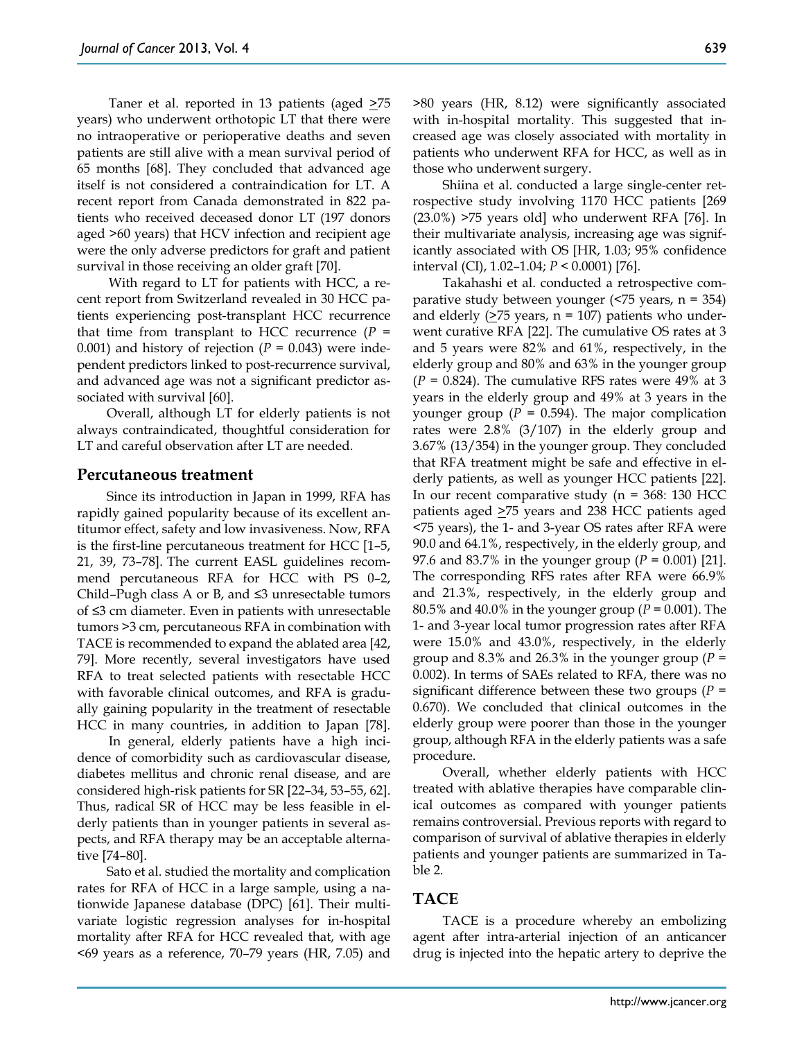Taner et al. reported in 13 patients (aged ≥75 years) who underwent orthotopic LT that there were no intraoperative or perioperative deaths and seven patients are still alive with a mean survival period of 65 months [68]. They concluded that advanced age itself is not considered a contraindication for LT. A recent report from Canada demonstrated in 822 patients who received deceased donor LT (197 donors aged >60 years) that HCV infection and recipient age were the only adverse predictors for graft and patient survival in those receiving an older graft [70].

With regard to LT for patients with HCC, a recent report from Switzerland revealed in 30 HCC patients experiencing post-transplant HCC recurrence that time from transplant to HCC recurrence ($P$ = 0.001) and history of rejection ($P$ = 0.043) were independent predictors linked to post-recurrence survival, and advanced age was not a significant predictor associated with survival [60].

Overall, although LT for elderly patients is not always contraindicated, thoughtful consideration for LT and careful observation after LT are needed.

## Percutaneous treatment

Since its introduction in Japan in 1999, RFA has rapidly gained popularity because of its excellent antitumor effect, safety and low invasiveness. Now, RFA is the first-line percutaneous treatment for HCC [1–5, 21, 39, 73–78]. The current EASL guidelines recommend percutaneous RFA for HCC with PS 0–2, Child–Pugh class A or B, and ≤3 unresectable tumors of ≤3 cm diameter. Even in patients with unresectable tumors >3 cm, percutaneous RFA in combination with TACE is recommended to expand the ablated area [42, 79]. More recently, several investigators have used RFA to treat selected patients with resectable HCC with favorable clinical outcomes, and RFA is gradually gaining popularity in the treatment of resectable HCC in many countries, in addition to Japan [78].

In general, elderly patients have a high incidence of comorbidity such as cardiovascular disease, diabetes mellitus and chronic renal disease, and are considered high-risk patients for SR [22–34, 53–55, 62]. Thus, radical SR of HCC may be less feasible in elderly patients than in younger patients in several aspects, and RFA therapy may be an acceptable alternative [74–80].

Sato et al. studied the mortality and complication rates for RFA of HCC in a large sample, using a nationwide Japanese database (DPC) [61]. Their multivariate logistic regression analyses for in-hospital mortality after RFA for HCC revealed that, with age <69 years as a reference, 70–79 years (HR, 7.05) and >80 years (HR, 8.12) were significantly associated with in-hospital mortality. This suggested that increased age was closely associated with mortality in patients who underwent RFA for HCC, as well as in those who underwent surgery.

Shiina et al. conducted a large single-center retrospective study involving 1170 HCC patients [269 (23.0%) >75 years old] who underwent RFA [76]. In their multivariate analysis, increasing age was significantly associated with OS [HR, 1.03; 95% confidence interval (CI), 1.02–1.04; $P$ < 0.0001) [76].

Takahashi et al. conducted a retrospective comparative study between younger (<75 years, n = 354) and elderly (≥75 years, n = 107) patients who underwent curative RFA [22]. The cumulative OS rates at 3 and 5 years were 82% and 61%, respectively, in the elderly group and 80% and 63% in the younger group ($P$ = 0.824). The cumulative RFS rates were 49% at 3 years in the elderly group and 49% at 3 years in the younger group ($P$ = 0.594). The major complication rates were 2.8% (3/107) in the elderly group and 3.67% (13/354) in the younger group. They concluded that RFA treatment might be safe and effective in elderly patients, as well as younger HCC patients [22]. In our recent comparative study (n = 368: 130 HCC patients aged ≥75 years and 238 HCC patients aged <75 years), the 1- and 3-year OS rates after RFA were 90.0 and 64.1%, respectively, in the elderly group, and 97.6 and 83.7% in the younger group ($P$ = 0.001) [21]. The corresponding RFS rates after RFA were 66.9% and 21.3%, respectively, in the elderly group and 80.5% and 40.0% in the younger group ($P$ = 0.001). The 1- and 3-year local tumor progression rates after RFA were 15.0% and 43.0%, respectively, in the elderly group and 8.3% and 26.3% in the younger group ($P$ = 0.002). In terms of SAEs related to RFA, there was no significant difference between these two groups ($P$ = 0.670). We concluded that clinical outcomes in the elderly group were poorer than those in the younger group, although RFA in the elderly patients was a safe procedure.

Overall, whether elderly patients with HCC treated with ablative therapies have comparable clinical outcomes as compared with younger patients remains controversial. Previous reports with regard to comparison of survival of ablative therapies in elderly patients and younger patients are summarized in Table 2.

## TACE

TACE is a procedure whereby an embolizing agent after intra-arterial injection of an anticancer drug is injected into the hepatic artery to deprive the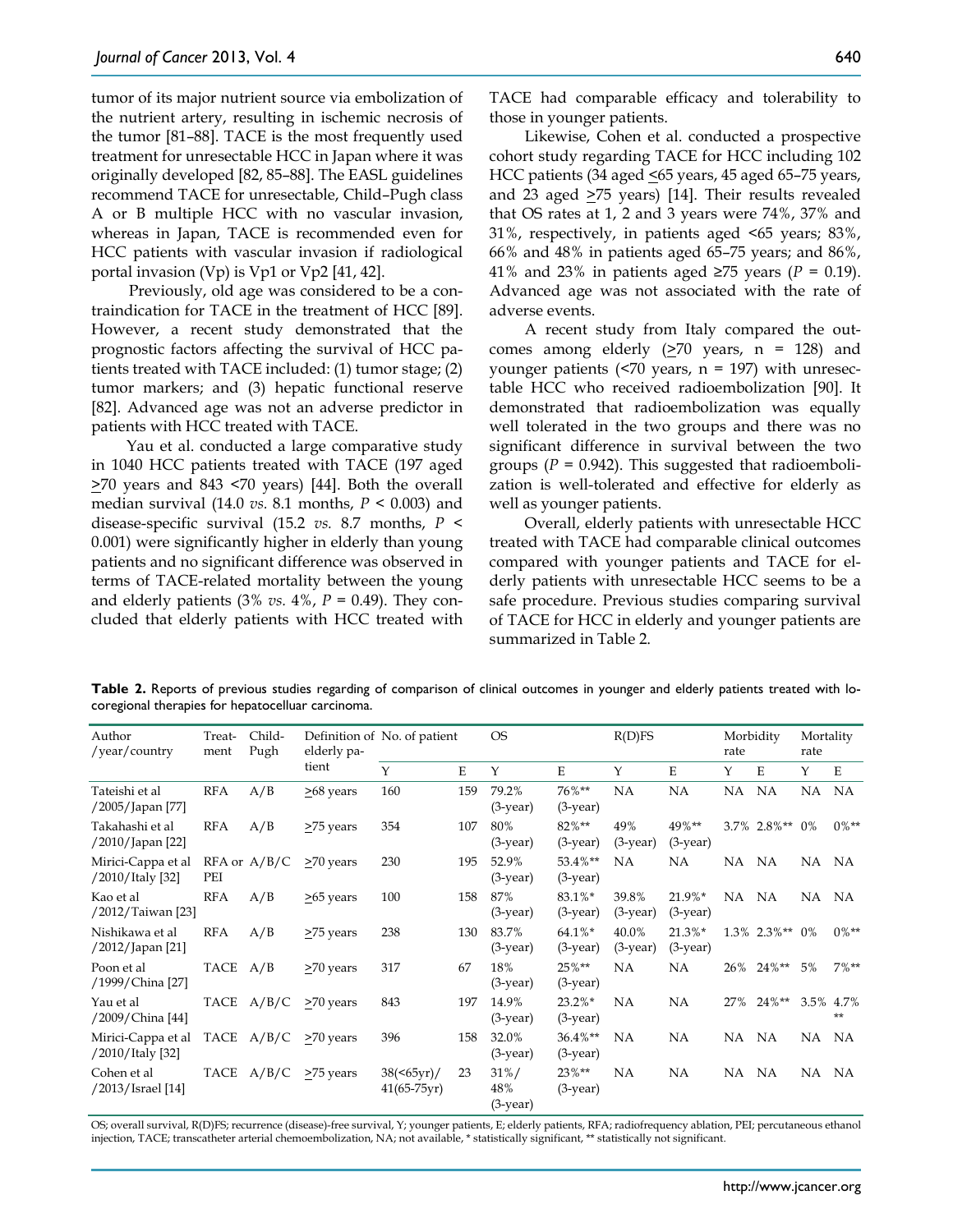tumor of its major nutrient source via embolization of the nutrient artery, resulting in ischemic necrosis of the tumor [81–88]. TACE is the most frequently used treatment for unresectable HCC in Japan where it was originally developed [82, 85–88]. The EASL guidelines recommend TACE for unresectable, Child–Pugh class A or B multiple HCC with no vascular invasion, whereas in Japan, TACE is recommended even for HCC patients with vascular invasion if radiological portal invasion (Vp) is Vp1 or Vp2 [41, 42].

Previously, old age was considered to be a contraindication for TACE in the treatment of HCC [89]. However, a recent study demonstrated that the prognostic factors affecting the survival of HCC patients treated with TACE included: (1) tumor stage; (2) tumor markers; and (3) hepatic functional reserve [82]. Advanced age was not an adverse predictor in patients with HCC treated with TACE.

Yau et al. conducted a large comparative study in 1040 HCC patients treated with TACE (197 aged ≥70 years and 843 <70 years) [44]. Both the overall median survival (14.0 *vs.* 8.1 months, $P < 0.003$) and disease-specific survival (15.2 *vs.* 8.7 months, $P < 0.001$) were significantly higher in elderly than young patients and no significant difference was observed in terms of TACE-related mortality between the young and elderly patients (3% *vs.* 4%, $P = 0.49$). They concluded that elderly patients with HCC treated with TACE had comparable efficacy and tolerability to those in younger patients.

Likewise, Cohen et al. conducted a prospective cohort study regarding TACE for HCC including 102 HCC patients (34 aged ≤65 years, 45 aged 65–75 years, and 23 aged ≥75 years) [14]. Their results revealed that OS rates at 1, 2 and 3 years were 74%, 37% and 31%, respectively, in patients aged <65 years; 83%, 66% and 48% in patients aged 65–75 years; and 86%, 41% and 23% in patients aged ≥75 years ($P = 0.19$). Advanced age was not associated with the rate of adverse events.

A recent study from Italy compared the outcomes among elderly (≥70 years, n = 128) and younger patients (<70 years, n = 197) with unresectable HCC who received radioembolization [90]. It demonstrated that radioembolization was equally well tolerated in the two groups and there was no significant difference in survival between the two groups ($P = 0.942$). This suggested that radioembolization is well-tolerated and effective for elderly as well as younger patients.

Overall, elderly patients with unresectable HCC treated with TACE had comparable clinical outcomes compared with younger patients and TACE for elderly patients with unresectable HCC seems to be a safe procedure. Previous studies comparing survival of TACE for HCC in elderly and younger patients are summarized in Table 2.

**Table 2.** Reports of previous studies regarding of comparison of clinical outcomes in younger and elderly patients treated with locoregional therapies for hepatocelluar carcinoma.

| Author /year/country | Treatment | Child-Pugh | Definition of elderly patient | No. of patient | | OS | | R(D)FS | | Morbidity rate | | Mortality rate | |
|---|---|---|---|---|---|---|---|---|---|---|---|---|---|
| | | | | Y | E | Y | E | Y | E | Y | E | Y | E |
| Tateishi et al /2005/Japan [77] | RFA | A/B | ≥68 years | 160 | 159 | 79.2% (3-year) | 76%** (3-year) | NA | NA | NA | NA | NA | NA |
| Takahashi et al /2010/Japan [22] | RFA | A/B | ≥75 years | 354 | 107 | 80% (3-year) | 82%** (3-year) | 49% (3-year) | 49%** (3-year) | 3.7% | 2.8%** | 0% | 0%** |
| Mirici-Cappa et al /2010/Italy [32] | RFA or PEI | A/B/C | ≥70 years | 230 | 195 | 52.9% (3-year) | 53.4%** (3-year) | NA | NA | NA | NA | NA | NA |
| Kao et al /2012/Taiwan [23] | RFA | A/B | ≥65 years | 100 | 158 | 87% (3-year) | 83.1%* (3-year) | 39.8% (3-year) | 21.9%* (3-year) | NA | NA | NA | NA |
| Nishikawa et al /2012/Japan [21] | RFA | A/B | ≥75 years | 238 | 130 | 83.7% (3-year) | 64.1%* (3-year) | 40.0% (3-year) | 21.3%* (3-year) | 1.3% | 2.3%** | 0% | 0%** |
| Poon et al /1999/China [27] | TACE | A/B | ≥70 years | 317 | 67 | 18% (3-year) | 25%** (3-year) | NA | NA | 26% | 24%** | 5% | 7%** |
| Yau et al /2009/China [44] | TACE | A/B/C | ≥70 years | 843 | 197 | 14.9% (3-year) | 23.2%* (3-year) | NA | NA | 27% | 24%** | 3.5% | 4.7%** |
| Mirici-Cappa et al /2010/Italy [32] | TACE | A/B/C | ≥70 years | 396 | 158 | 32.0% (3-year) | 36.4%** (3-year) | NA | NA | NA | NA | NA | NA |
| Cohen et al /2013/Israel [14] | TACE | A/B/C | ≥75 years | 38(<65yr)/ 41(65-75yr) | 23 | 31%/ 48% (3-year) | 23%** (3-year) | NA | NA | NA | NA | NA | NA |

OS; overall survival, R(D)FS; recurrence (disease)-free survival, Y; younger patients, E; elderly patients, RFA; radiofrequency ablation, PEI; percutaneous ethanol injection, TACE; transcatheter arterial chemoembolization, NA; not available, * statistically significant, ** statistically not significant.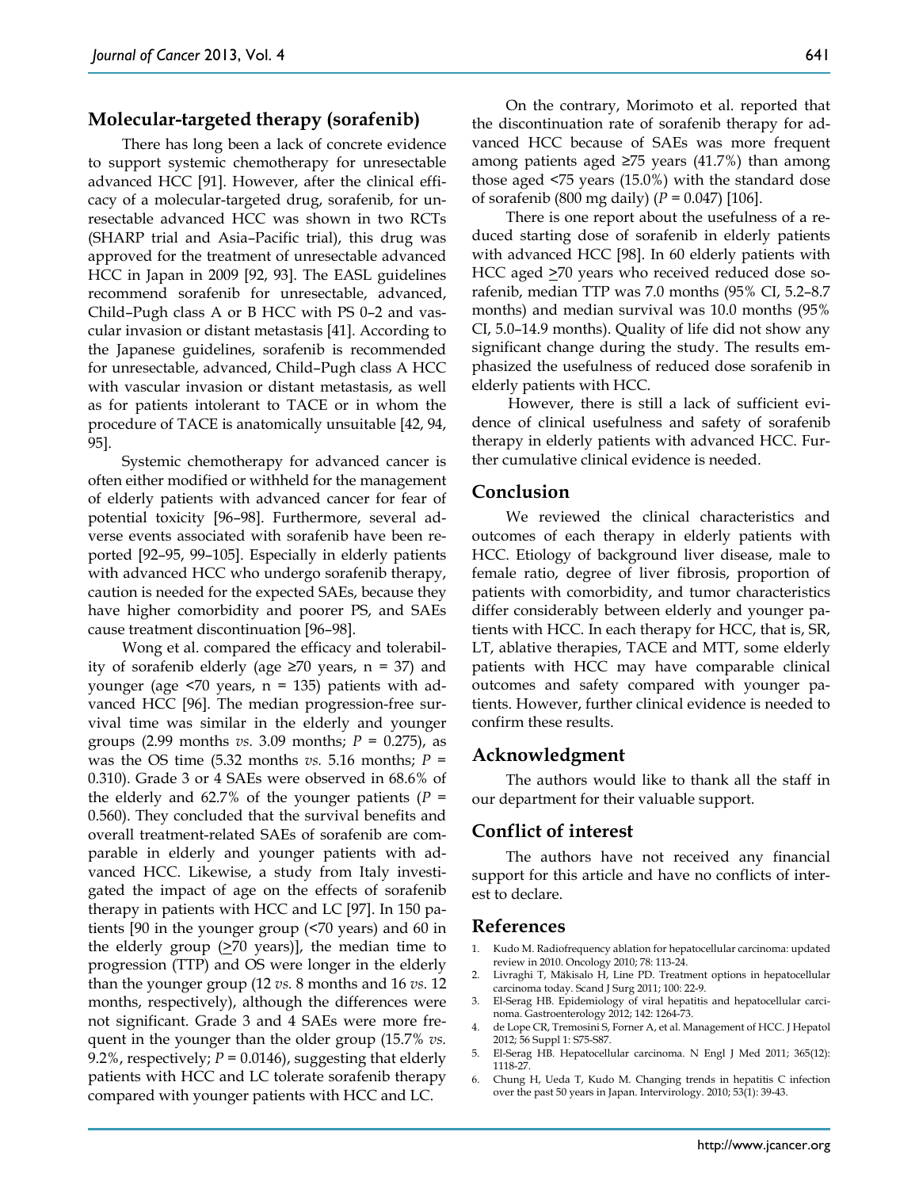## Molecular-targeted therapy (sorafenib)

There has long been a lack of concrete evidence to support systemic chemotherapy for unresectable advanced HCC [91]. However, after the clinical efficacy of a molecular-targeted drug, sorafenib, for unresectable advanced HCC was shown in two RCTs (SHARP trial and Asia–Pacific trial), this drug was approved for the treatment of unresectable advanced HCC in Japan in 2009 [92, 93]. The EASL guidelines recommend sorafenib for unresectable, advanced, Child–Pugh class A or B HCC with PS 0–2 and vascular invasion or distant metastasis [41]. According to the Japanese guidelines, sorafenib is recommended for unresectable, advanced, Child–Pugh class A HCC with vascular invasion or distant metastasis, as well as for patients intolerant to TACE or in whom the procedure of TACE is anatomically unsuitable [42, 94, 95].

Systemic chemotherapy for advanced cancer is often either modified or withheld for the management of elderly patients with advanced cancer for fear of potential toxicity [96–98]. Furthermore, several adverse events associated with sorafenib have been reported [92–95, 99–105]. Especially in elderly patients with advanced HCC who undergo sorafenib therapy, caution is needed for the expected SAEs, because they have higher comorbidity and poorer PS, and SAEs cause treatment discontinuation [96–98].

Wong et al. compared the efficacy and tolerability of sorafenib elderly (age ≥70 years, n = 37) and younger (age <70 years, n = 135) patients with advanced HCC [96]. The median progression-free survival time was similar in the elderly and younger groups (2.99 months *vs.* 3.09 months; $P = 0.275$), as was the OS time (5.32 months *vs.* 5.16 months; $P = 0.310$). Grade 3 or 4 SAEs were observed in 68.6% of the elderly and 62.7% of the younger patients ($P = 0.560$). They concluded that the survival benefits and overall treatment-related SAEs of sorafenib are comparable in elderly and younger patients with advanced HCC. Likewise, a study from Italy investigated the impact of age on the effects of sorafenib therapy in patients with HCC and LC [97]. In 150 patients [90 in the younger group (<70 years) and 60 in the elderly group (≥70 years)], the median time to progression (TTP) and OS were longer in the elderly than the younger group (12 *vs.* 8 months and 16 *vs.* 12 months, respectively), although the differences were not significant. Grade 3 and 4 SAEs were more frequent in the younger than the older group (15.7% *vs.* 9.2%, respectively; $P = 0.0146$), suggesting that elderly patients with HCC and LC tolerate sorafenib therapy compared with younger patients with HCC and LC.

On the contrary, Morimoto et al. reported that the discontinuation rate of sorafenib therapy for advanced HCC because of SAEs was more frequent among patients aged ≥75 years (41.7%) than among those aged <75 years (15.0%) with the standard dose of sorafenib (800 mg daily) ($P = 0.047$) [106].

There is one report about the usefulness of a reduced starting dose of sorafenib in elderly patients with advanced HCC [98]. In 60 elderly patients with HCC aged ≥70 years who received reduced dose sorafenib, median TTP was 7.0 months (95% CI, 5.2–8.7 months) and median survival was 10.0 months (95% CI, 5.0–14.9 months). Quality of life did not show any significant change during the study. The results emphasized the usefulness of reduced dose sorafenib in elderly patients with HCC.

However, there is still a lack of sufficient evidence of clinical usefulness and safety of sorafenib therapy in elderly patients with advanced HCC. Further cumulative clinical evidence is needed.

## Conclusion

We reviewed the clinical characteristics and outcomes of each therapy in elderly patients with HCC. Etiology of background liver disease, male to female ratio, degree of liver fibrosis, proportion of patients with comorbidity, and tumor characteristics differ considerably between elderly and younger patients with HCC. In each therapy for HCC, that is, SR, LT, ablative therapies, TACE and MTT, some elderly patients with HCC may have comparable clinical outcomes and safety compared with younger patients. However, further clinical evidence is needed to confirm these results.

## Acknowledgment

The authors would like to thank all the staff in our department for their valuable support.

## Conflict of interest

The authors have not received any financial support for this article and have no conflicts of interest to declare.

## References

1. Kudo M. Radiofrequency ablation for hepatocellular carcinoma: updated review in 2010. Oncology 2010; 78: 113-24.
2. Livraghi T, Mäkisalo H, Line PD. Treatment options in hepatocellular carcinoma today. Scand J Surg 2011; 100: 22-9.
3. El-Serag HB. Epidemiology of viral hepatitis and hepatocellular carcinoma. Gastroenterology 2012; 142: 1264-73.
4. de Lope CR, Tremosini S, Forner A, et al. Management of HCC. J Hepatol 2012; 56 Suppl 1: S75-S87.
5. El-Serag HB. Hepatocellular carcinoma. N Engl J Med 2011; 365(12): 1118-27.
6. Chung H, Ueda T, Kudo M. Changing trends in hepatitis C infection over the past 50 years in Japan. Intervirology. 2010; 53(1): 39-43.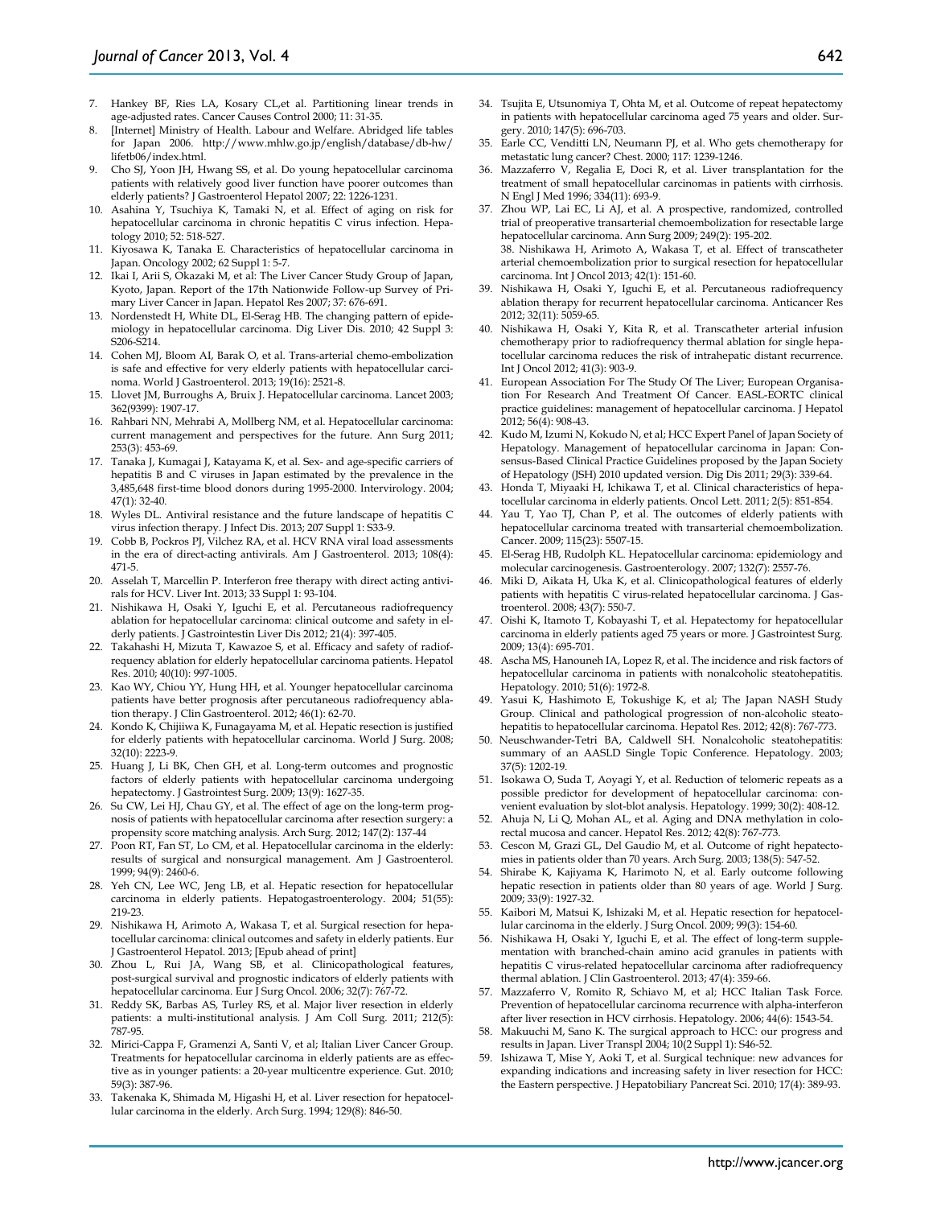7. Hankey BF, Ries LA, Kosary CL,et al. Partitioning linear trends in age-adjusted rates. Cancer Causes Control 2000; 11: 31-35.
8. [Internet] Ministry of Health. Labour and Welfare. Abridged life tables for Japan 2006. http://www.mhlw.go.jp/english/database/db-hw/lifetb06/index.html.
9. Cho SJ, Yoon JH, Hwang SS, et al. Do young hepatocellular carcinoma patients with relatively good liver function have poorer outcomes than elderly patients? J Gastroenterol Hepatol 2007; 22: 1226-1231.
10. Asahina Y, Tsuchiya K, Tamaki N, et al. Effect of aging on risk for hepatocellular carcinoma in chronic hepatitis C virus infection. Hepatology 2010; 52: 518-527.
11. Kiyosawa K, Tanaka E. Characteristics of hepatocellular carcinoma in Japan. Oncology 2002; 62 Suppl 1: 5-7.
12. Ikai I, Arii S, Okazaki M, et al: The Liver Cancer Study Group of Japan, Kyoto, Japan. Report of the 17th Nationwide Follow-up Survey of Primary Liver Cancer in Japan. Hepatol Res 2007; 37: 676-691.
13. Nordenstedt H, White DL, El-Serag HB. The changing pattern of epidemiology in hepatocellular carcinoma. Dig Liver Dis. 2010; 42 Suppl 3: S206-S214.
14. Cohen MJ, Bloom AI, Barak O, et al. Trans-arterial chemo-embolization is safe and effective for very elderly patients with hepatocellular carcinoma. World J Gastroenterol. 2013; 19(16): 2521-8.
15. Llovet JM, Burroughs A, Bruix J. Hepatocellular carcinoma. Lancet 2003; 362(9399): 1907-17.
16. Rahbari NN, Mehrabi A, Mollberg NM, et al. Hepatocellular carcinoma: current management and perspectives for the future. Ann Surg 2011; 253(3): 453-69.
17. Tanaka J, Kumagai J, Katayama K, et al. Sex- and age-specific carriers of hepatitis B and C viruses in Japan estimated by the prevalence in the 3,485,648 first-time blood donors during 1995-2000. Intervirology. 2004; 47(1): 32-40.
18. Wyles DL. Antiviral resistance and the future landscape of hepatitis C virus infection therapy. J Infect Dis. 2013; 207 Suppl 1: S33-9.
19. Cobb B, Pockros PJ, Vilchez RA, et al. HCV RNA viral load assessments in the era of direct-acting antivirals. Am J Gastroenterol. 2013; 108(4): 471-5.
20. Asselah T, Marcellin P. Interferon free therapy with direct acting antivirals for HCV. Liver Int. 2013; 33 Suppl 1: 93-104.
21. Nishikawa H, Osaki Y, Iguchi E, et al. Percutaneous radiofrequency ablation for hepatocellular carcinoma: clinical outcome and safety in elderly patients. J Gastrointestin Liver Dis 2012; 21(4): 397-405.
22. Takahashi H, Mizuta T, Kawazoe S, et al. Efficacy and safety of radiofrequency ablation for elderly hepatocellular carcinoma patients. Hepatol Res. 2010; 40(10): 997-1005.
23. Kao WY, Chiou YY, Hung HH, et al. Younger hepatocellular carcinoma patients have better prognosis after percutaneous radiofrequency ablation therapy. J Clin Gastroenterol. 2012; 46(1): 62-70.
24. Kondo K, Chijiiwa K, Funagayama M, et al. Hepatic resection is justified for elderly patients with hepatocellular carcinoma. World J Surg. 2008; 32(10): 2223-9.
25. Huang J, Li BK, Chen GH, et al. Long-term outcomes and prognostic factors of elderly patients with hepatocellular carcinoma undergoing hepatectomy. J Gastrointest Surg. 2009; 13(9): 1627-35.
26. Su CW, Lei HJ, Chau GY, et al. The effect of age on the long-term prognosis of patients with hepatocellular carcinoma after resection surgery: a propensity score matching analysis. Arch Surg. 2012; 147(2): 137-44
27. Poon RT, Fan ST, Lo CM, et al. Hepatocellular carcinoma in the elderly: results of surgical and nonsurgical management. Am J Gastroenterol. 1999; 94(9): 2460-6.
28. Yeh CN, Lee WC, Jeng LB, et al. Hepatic resection for hepatocellular carcinoma in elderly patients. Hepatogastroenterology. 2004; 51(55): 219-23.
29. Nishikawa H, Arimoto A, Wakasa T, et al. Surgical resection for hepatocellular carcinoma: clinical outcomes and safety in elderly patients. Eur J Gastroenterol Hepatol. 2013; [Epub ahead of print]
30. Zhou L, Rui JA, Wang SB, et al. Clinicopathological features, post-surgical survival and prognostic indicators of elderly patients with hepatocellular carcinoma. Eur J Surg Oncol. 2006; 32(7): 767-72.
31. Reddy SK, Barbas AS, Turley RS, et al. Major liver resection in elderly patients: a multi-institutional analysis. J Am Coll Surg. 2011; 212(5): 787-95.
32. Mirici-Cappa F, Gramenzi A, Santi V, et al; Italian Liver Cancer Group. Treatments for hepatocellular carcinoma in elderly patients are as effective as in younger patients: a 20-year multicentre experience. Gut. 2010; 59(3): 387-96.
33. Takenaka K, Shimada M, Higashi H, et al. Liver resection for hepatocellular carcinoma in the elderly. Arch Surg. 1994; 129(8): 846-50.
34. Tsujita E, Utsunomiya T, Ohta M, et al. Outcome of repeat hepatectomy in patients with hepatocellular carcinoma aged 75 years and older. Surgery. 2010; 147(5): 696-703.
35. Earle CC, Venditti LN, Neumann PJ, et al. Who gets chemotherapy for metastatic lung cancer? Chest. 2000; 117: 1239-1246.
36. Mazzaferro V, Regalia E, Doci R, et al. Liver transplantation for the treatment of small hepatocellular carcinomas in patients with cirrhosis. N Engl J Med 1996; 334(11): 693-9.
37. Zhou WP, Lai EC, Li AJ, et al. A prospective, randomized, controlled trial of preoperative transarterial chemoembolization for resectable large hepatocellular carcinoma. Ann Surg 2009; 249(2): 195-202.
38. Nishikawa H, Arimoto A, Wakasa T, et al. Effect of transcatheter arterial chemoembolization prior to surgical resection for hepatocellular carcinoma. Int J Oncol 2013; 42(1): 151-60.
39. Nishikawa H, Osaki Y, Iguchi E, et al. Percutaneous radiofrequency ablation therapy for recurrent hepatocellular carcinoma. Anticancer Res 2012; 32(11): 5059-65.
40. Nishikawa H, Osaki Y, Kita R, et al. Transcatheter arterial infusion chemotherapy prior to radiofrequency thermal ablation for single hepatocellular carcinoma reduces the risk of intrahepatic distant recurrence. Int J Oncol 2012; 41(3): 903-9.
41. European Association For The Study Of The Liver; European Organisation For Research And Treatment Of Cancer. EASL-EORTC clinical practice guidelines: management of hepatocellular carcinoma. J Hepatol 2012; 56(4): 908-43.
42. Kudo M, Izumi N, Kokudo N, et al; HCC Expert Panel of Japan Society of Hepatology. Management of hepatocellular carcinoma in Japan: Consensus-Based Clinical Practice Guidelines proposed by the Japan Society of Hepatology (JSH) 2010 updated version. Dig Dis 2011; 29(3): 339-64.
43. Honda T, Miyaaki H, Ichikawa T, et al. Clinical characteristics of hepatocellular carcinoma in elderly patients. Oncol Lett. 2011; 2(5): 851-854.
44. Yau T, Yao TJ, Chan P, et al. The outcomes of elderly patients with hepatocellular carcinoma treated with transarterial chemoembolization. Cancer. 2009; 115(23): 5507-15.
45. El-Serag HB, Rudolph KL. Hepatocellular carcinoma: epidemiology and molecular carcinogenesis. Gastroenterology. 2007; 132(7): 2557-76.
46. Miki D, Aikata H, Uka K, et al. Clinicopathological features of elderly patients with hepatitis C virus-related hepatocellular carcinoma. J Gastroenterol. 2008; 43(7): 550-7.
47. Oishi K, Itamoto T, Kobayashi T, et al. Hepatectomy for hepatocellular carcinoma in elderly patients aged 75 years or more. J Gastrointest Surg. 2009; 13(4): 695-701.
48. Ascha MS, Hanouneh IA, Lopez R, et al. The incidence and risk factors of hepatocellular carcinoma in patients with nonalcoholic steatohepatitis. Hepatology. 2010; 51(6): 1972-8.
49. Yasui K, Hashimoto E, Tokushige K, et al; The Japan NASH Study Group. Clinical and pathological progression of non-alcoholic steatohepatitis to hepatocellular carcinoma. Hepatol Res. 2012; 42(8): 767-773.
50. Neuschwander-Tetri BA, Caldwell SH. Nonalcoholic steatohepatitis: summary of an AASLD Single Topic Conference. Hepatology. 2003; 37(5): 1202-19.
51. Isokawa O, Suda T, Aoyagi Y, et al. Reduction of telomeric repeats as a possible predictor for development of hepatocellular carcinoma: convenient evaluation by slot-blot analysis. Hepatology. 1999; 30(2): 408-12.
52. Ahuja N, Li Q, Mohan AL, et al. Aging and DNA methylation in colorectal mucosa and cancer. Hepatol Res. 2012; 42(8): 767-773.
53. Cescon M, Grazi GL, Del Gaudio M, et al. Outcome of right hepatectomies in patients older than 70 years. Arch Surg. 2003; 138(5): 547-52.
54. Shirabe K, Kajiyama K, Harimoto N, et al. Early outcome following hepatic resection in patients older than 80 years of age. World J Surg. 2009; 33(9): 1927-32.
55. Kaibori M, Matsui K, Ishizaki M, et al. Hepatic resection for hepatocellular carcinoma in the elderly. J Surg Oncol. 2009; 99(3): 154-60.
56. Nishikawa H, Osaki Y, Iguchi E, et al. The effect of long-term supplementation with branched-chain amino acid granules in patients with hepatitis C virus-related hepatocellular carcinoma after radiofrequency thermal ablation. J Clin Gastroenterol. 2013; 47(4): 359-66.
57. Mazzaferro V, Romito R, Schiavo M, et al; HCC Italian Task Force. Prevention of hepatocellular carcinoma recurrence with alpha-interferon after liver resection in HCV cirrhosis. Hepatology. 2006; 44(6): 1543-54.
58. Makuuchi M, Sano K. The surgical approach to HCC: our progress and results in Japan. Liver Transpl 2004; 10(2 Suppl 1): S46-52.
59. Ishizawa T, Mise Y, Aoki T, et al. Surgical technique: new advances for expanding indications and increasing safety in liver resection for HCC: the Eastern perspective. J Hepatobiliary Pancreat Sci. 2010; 17(4): 389-93.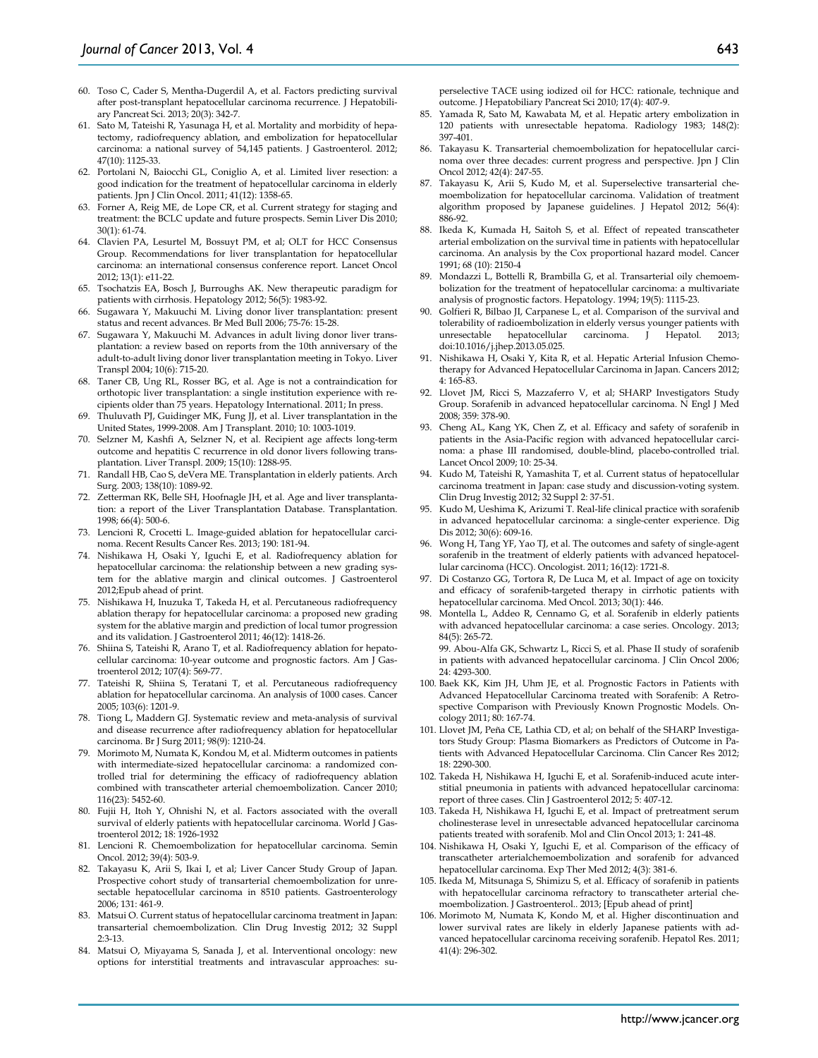60. Toso C, Cader S, Mentha-Dugerdil A, et al. Factors predicting survival after post-transplant hepatocellular carcinoma recurrence. J Hepatobiliary Pancreat Sci. 2013; 20(3): 342-7.
61. Sato M, Tateishi R, Yasunaga H, et al. Mortality and morbidity of hepatectomy, radiofrequency ablation, and embolization for hepatocellular carcinoma: a national survey of 54,145 patients. J Gastroenterol. 2012; 47(10): 1125-33.
62. Portolani N, Baiocchi GL, Coniglio A, et al. Limited liver resection: a good indication for the treatment of hepatocellular carcinoma in elderly patients. Jpn J Clin Oncol. 2011; 41(12): 1358-65.
63. Forner A, Reig ME, de Lope CR, et al. Current strategy for staging and treatment: the BCLC update and future prospects. Semin Liver Dis 2010; 30(1): 61-74.
64. Clavien PA, Lesurtel M, Bossuyt PM, et al; OLT for HCC Consensus Group. Recommendations for liver transplantation for hepatocellular carcinoma: an international consensus conference report. Lancet Oncol 2012; 13(1): e11-22.
65. Tsochatzis EA, Bosch J, Burroughs AK. New therapeutic paradigm for patients with cirrhosis. Hepatology 2012; 56(5): 1983-92.
66. Sugawara Y, Makuuchi M. Living donor liver transplantation: present status and recent advances. Br Med Bull 2006; 75-76: 15-28.
67. Sugawara Y, Makuuchi M. Advances in adult living donor liver transplantation: a review based on reports from the 10th anniversary of the adult-to-adult living donor liver transplantation meeting in Tokyo. Liver Transpl 2004; 10(6): 715-20.
68. Taner CB, Ung RL, Rosser BG, et al. Age is not a contraindication for orthotopic liver transplantation: a single institution experience with recipients older than 75 years. Hepatology International. 2011; In press.
69. Thuluvath PJ, Guidinger MK, Fung JJ, et al. Liver transplantation in the United States, 1999-2008. Am J Transplant. 2010; 10: 1003-1019.
70. Selzner M, Kashfi A, Selzner N, et al. Recipient age affects long-term outcome and hepatitis C recurrence in old donor livers following transplantation. Liver Transpl. 2009; 15(10): 1288-95.
71. Randall HB, Cao S, deVera ME. Transplantation in elderly patients. Arch Surg. 2003; 138(10): 1089-92.
72. Zetterman RK, Belle SH, Hoofnagle JH, et al. Age and liver transplantation: a report of the Liver Transplantation Database. Transplantation. 1998; 66(4): 500-6.
73. Lencioni R, Crocetti L. Image-guided ablation for hepatocellular carcinoma. Recent Results Cancer Res. 2013; 190: 181-94.
74. Nishikawa H, Osaki Y, Iguchi E, et al. Radiofrequency ablation for hepatocellular carcinoma: the relationship between a new grading system for the ablative margin and clinical outcomes. J Gastroenterol 2012;Epub ahead of print.
75. Nishikawa H, Inuzuka T, Takeda H, et al. Percutaneous radiofrequency ablation therapy for hepatocellular carcinoma: a proposed new grading system for the ablative margin and prediction of local tumor progression and its validation. J Gastroenterol 2011; 46(12): 1418-26.
76. Shiina S, Tateishi R, Arano T, et al. Radiofrequency ablation for hepatocellular carcinoma: 10-year outcome and prognostic factors. Am J Gastroenterol 2012; 107(4): 569-77.
77. Tateishi R, Shiina S, Teratani T, et al. Percutaneous radiofrequency ablation for hepatocellular carcinoma. An analysis of 1000 cases. Cancer 2005; 103(6): 1201-9.
78. Tiong L, Maddern GJ. Systematic review and meta-analysis of survival and disease recurrence after radiofrequency ablation for hepatocellular carcinoma. Br J Surg 2011; 98(9): 1210-24.
79. Morimoto M, Numata K, Kondou M, et al. Midterm outcomes in patients with intermediate-sized hepatocellular carcinoma: a randomized controlled trial for determining the efficacy of radiofrequency ablation combined with transcatheter arterial chemoembolization. Cancer 2010; 116(23): 5452-60.
80. Fujii H, Itoh Y, Ohnishi N, et al. Factors associated with the overall survival of elderly patients with hepatocellular carcinoma. World J Gastroenterol 2012; 18: 1926-1932
81. Lencioni R. Chemoembolization for hepatocellular carcinoma. Semin Oncol. 2012; 39(4): 503-9.
82. Takayasu K, Arii S, Ikai I, et al; Liver Cancer Study Group of Japan. Prospective cohort study of transarterial chemoembolization for unresectable hepatocellular carcinoma in 8510 patients. Gastroenterology 2006; 131: 461-9.
83. Matsui O. Current status of hepatocellular carcinoma treatment in Japan: transarterial chemoembolization. Clin Drug Investig 2012; 32 Suppl 2:3-13.
84. Matsui O, Miyayama S, Sanada J, et al. Interventional oncology: new options for interstitial treatments and intravascular approaches: superselective TACE using iodized oil for HCC: rationale, technique and outcome. J Hepatobiliary Pancreat Sci 2010; 17(4): 407-9.
85. Yamada R, Sato M, Kawabata M, et al. Hepatic artery embolization in 120 patients with unresectable hepatoma. Radiology 1983; 148(2): 397-401.
86. Takayasu K. Transarterial chemoembolization for hepatocellular carcinoma over three decades: current progress and perspective. Jpn J Clin Oncol 2012; 42(4): 247-55.
87. Takayasu K, Arii S, Kudo M, et al. Superselective transarterial chemoembolization for hepatocellular carcinoma. Validation of treatment algorithm proposed by Japanese guidelines. J Hepatol 2012; 56(4): 886-92.
88. Ikeda K, Kumada H, Saitoh S, et al. Effect of repeated transcatheter arterial embolization on the survival time in patients with hepatocellular carcinoma. An analysis by the Cox proportional hazard model. Cancer 1991; 68 (10): 2150-4
89. Mondazzi L, Bottelli R, Brambilla G, et al. Transarterial oily chemoembolization for the treatment of hepatocellular carcinoma: a multivariate analysis of prognostic factors. Hepatology. 1994; 19(5): 1115-23.
90. Golfieri R, Bilbao JI, Carpanese L, et al. Comparison of the survival and tolerability of radioembolization in elderly versus younger patients with unresectable hepatocellular carcinoma. J Hepatol. 2013; doi:10.1016/j.jhep.2013.05.025.
91. Nishikawa H, Osaki Y, Kita R, et al. Hepatic Arterial Infusion Chemotherapy for Advanced Hepatocellular Carcinoma in Japan. Cancers 2012; 4: 165-83.
92. Llovet JM, Ricci S, Mazzaferro V, et al; SHARP Investigators Study Group. Sorafenib in advanced hepatocellular carcinoma. N Engl J Med 2008; 359: 378-90.
93. Cheng AL, Kang YK, Chen Z, et al. Efficacy and safety of sorafenib in patients in the Asia-Pacific region with advanced hepatocellular carcinoma: a phase III randomised, double-blind, placebo-controlled trial. Lancet Oncol 2009; 10: 25-34.
94. Kudo M, Tateishi R, Yamashita T, et al. Current status of hepatocellular carcinoma treatment in Japan: case study and discussion-voting system. Clin Drug Investig 2012; 32 Suppl 2: 37-51.
95. Kudo M, Ueshima K, Arizumi T. Real-life clinical practice with sorafenib in advanced hepatocellular carcinoma: a single-center experience. Dig Dis 2012; 30(6): 609-16.
96. Wong H, Tang YF, Yao TJ, et al. The outcomes and safety of single-agent sorafenib in the treatment of elderly patients with advanced hepatocellular carcinoma (HCC). Oncologist. 2011; 16(12): 1721-8.
97. Di Costanzo GG, Tortora R, De Luca M, et al. Impact of age on toxicity and efficacy of sorafenib-targeted therapy in cirrhotic patients with hepatocellular carcinoma. Med Oncol. 2013; 30(1): 446.
98. Montella L, Addeo R, Cennamo G, et al. Sorafenib in elderly patients with advanced hepatocellular carcinoma: a case series. Oncology. 2013; 84(5): 265-72.
99. Abou-Alfa GK, Schwartz L, Ricci S, et al. Phase II study of sorafenib in patients with advanced hepatocellular carcinoma. J Clin Oncol 2006; 24: 4293-300.
100. Baek KK, Kim JH, Uhm JE, et al. Prognostic Factors in Patients with Advanced Hepatocellular Carcinoma treated with Sorafenib: A Retrospective Comparison with Previously Known Prognostic Models. Oncology 2011; 80: 167-74.
101. Llovet JM, Peña CE, Lathia CD, et al; on behalf of the SHARP Investigators Study Group: Plasma Biomarkers as Predictors of Outcome in Patients with Advanced Hepatocellular Carcinoma. Clin Cancer Res 2012; 18: 2290-300.
102. Takeda H, Nishikawa H, Iguchi E, et al. Sorafenib-induced acute interstitial pneumonia in patients with advanced hepatocellular carcinoma: report of three cases. Clin J Gastroenterol 2012; 5: 407-12.
103. Takeda H, Nishikawa H, Iguchi E, et al. Impact of pretreatment serum cholinesterase level in unresectable advanced hepatocellular carcinoma patients treated with sorafenib. Mol and Clin Oncol 2013; 1: 241-48.
104. Nishikawa H, Osaki Y, Iguchi E, et al. Comparison of the efficacy of transcatheter arterialchemoembolization and sorafenib for advanced hepatocellular carcinoma. Exp Ther Med 2012; 4(3): 381-6.
105. Ikeda M, Mitsunaga S, Shimizu S, et al. Efficacy of sorafenib in patients with hepatocellular carcinoma refractory to transcatheter arterial chemoembolization. J Gastroenterol.. 2013; [Epub ahead of print]
106. Morimoto M, Numata K, Kondo M, et al. Higher discontinuation and lower survival rates are likely in elderly Japanese patients with advanced hepatocellular carcinoma receiving sorafenib. Hepatol Res. 2011; 41(4): 296-302.